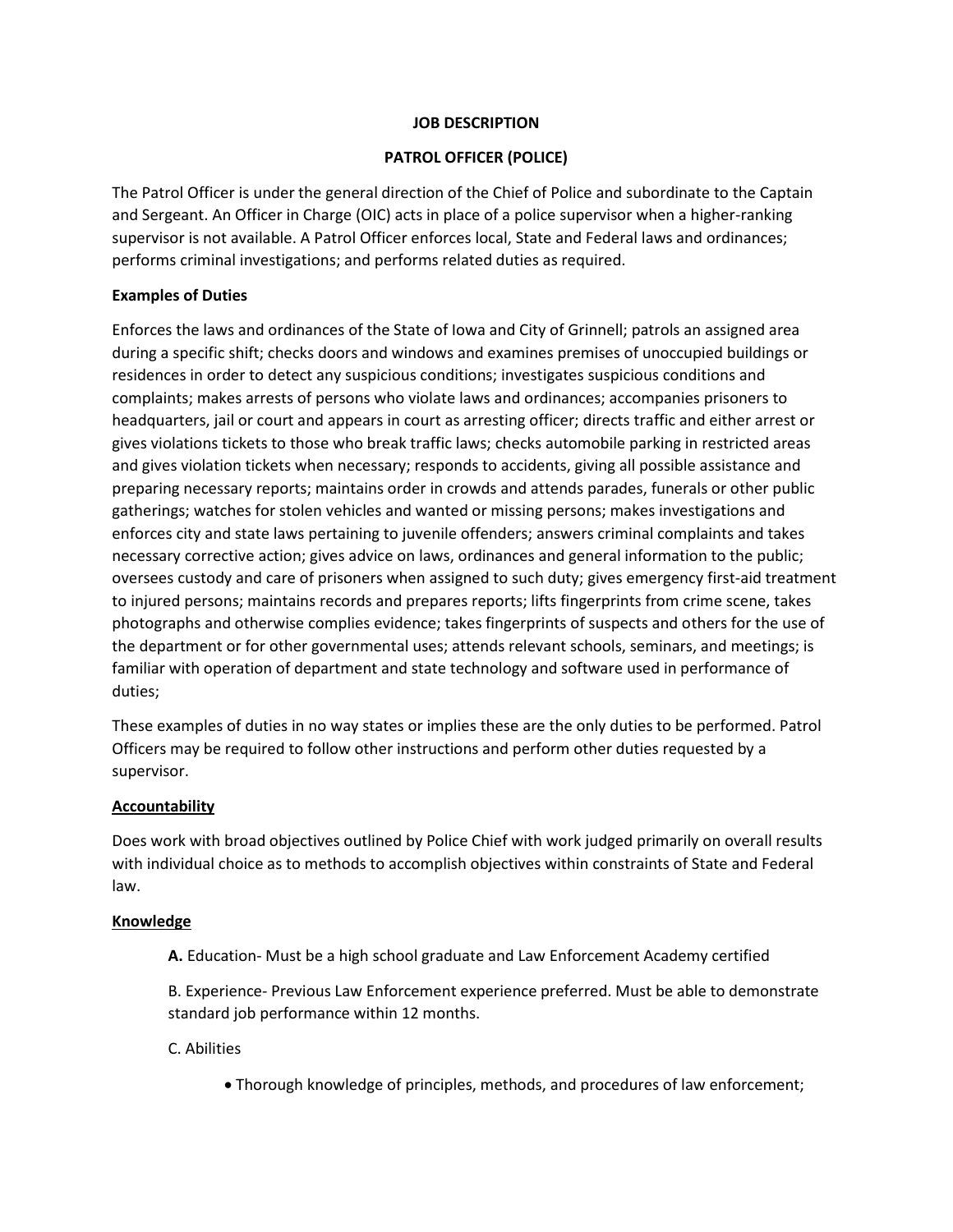# JOB DESCRIPTION

## PATROL OFFICER (POLICE)

The Patrol Officer is under the general direction of the Chief of Police and subordinate to the Captain and Sergeant. An Officer in Charge (OIC) acts in place of a police supervisor when a higher-ranking supervisor is not available. A Patrol Officer enforces local, State and Federal laws and ordinances; performs criminal investigations; and performs related duties as required.

**Examples of Duties**

Enforces the laws and ordinances of the State of Iowa and City of Grinnell; patrols an assigned area during a specific shift; checks doors and windows and examines premises of unoccupied buildings or residences in order to detect any suspicious conditions; investigates suspicious conditions and complaints; makes arrests of persons who violate laws and ordinances; accompanies prisoners to headquarters, jail or court and appears in court as arresting officer; directs traffic and either arrest or gives violations tickets to those who break traffic laws; checks automobile parking in restricted areas and gives violation tickets when necessary; responds to accidents, giving all possible assistance and preparing necessary reports; maintains order in crowds and attends parades, funerals or other public gatherings; watches for stolen vehicles and wanted or missing persons; makes investigations and enforces city and state laws pertaining to juvenile offenders; answers criminal complaints and takes necessary corrective action; gives advice on laws, ordinances and general information to the public; oversees custody and care of prisoners when assigned to such duty; gives emergency first-aid treatment to injured persons; maintains records and prepares reports; lifts fingerprints from crime scene, takes photographs and otherwise complies evidence; takes fingerprints of suspects and others for the use of the department or for other governmental uses; attends relevant schools, seminars, and meetings; is familiar with operation of department and state technology and software used in performance of duties;

These examples of duties in no way states or implies these are the only duties to be performed. Patrol Officers may be required to follow other instructions and perform other duties requested by a supervisor.

**Accountability**

Does work with broad objectives outlined by Police Chief with work judged primarily on overall results with individual choice as to methods to accomplish objectives within constraints of State and Federal law.

**Knowledge**

**A.** Education- Must be a high school graduate and Law Enforcement Academy certified

B. Experience- Previous Law Enforcement experience preferred. Must be able to demonstrate standard job performance within 12 months.

C. Abilities

- Thorough knowledge of principles, methods, and procedures of law enforcement;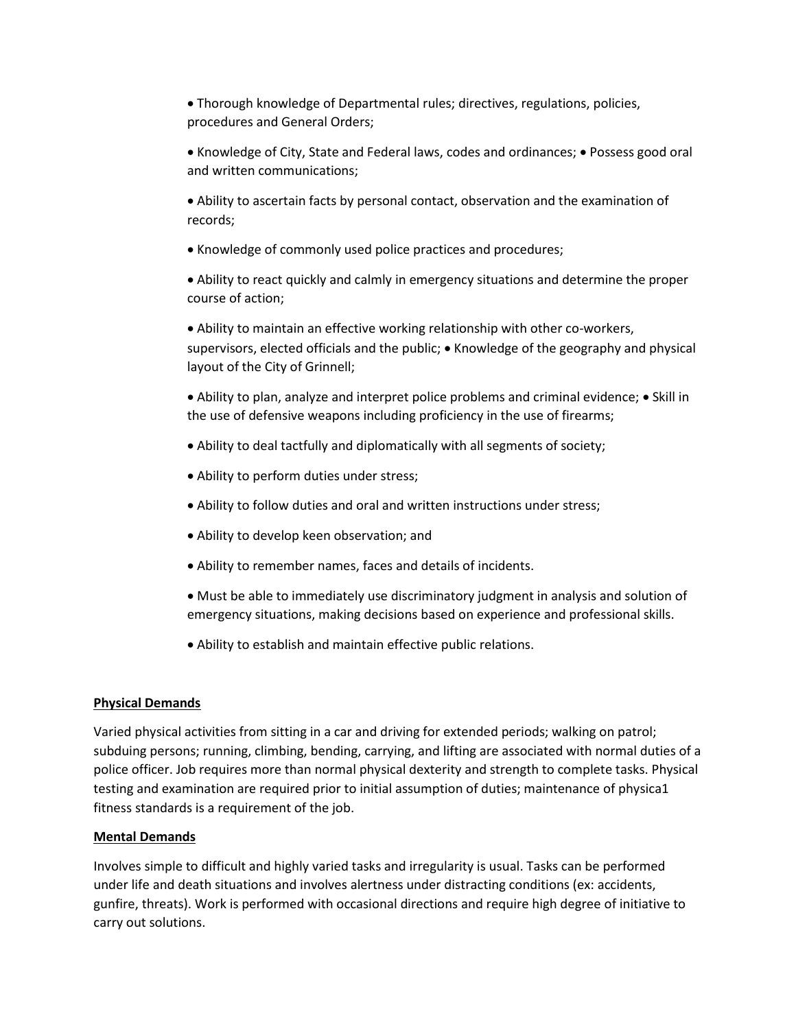- Thorough knowledge of Departmental rules; directives, regulations, policies, procedures and General Orders;
- Knowledge of City, State and Federal laws, codes and ordinances; • Possess good oral and written communications;
- Ability to ascertain facts by personal contact, observation and the examination of records;
- Knowledge of commonly used police practices and procedures;
- Ability to react quickly and calmly in emergency situations and determine the proper course of action;
- Ability to maintain an effective working relationship with other co-workers, supervisors, elected officials and the public; • Knowledge of the geography and physical layout of the City of Grinnell;
- Ability to plan, analyze and interpret police problems and criminal evidence; • Skill in the use of defensive weapons including proficiency in the use of firearms;
- Ability to deal tactfully and diplomatically with all segments of society;
- Ability to perform duties under stress;
- Ability to follow duties and oral and written instructions under stress;
- Ability to develop keen observation; and
- Ability to remember names, faces and details of incidents.
- Must be able to immediately use discriminatory judgment in analysis and solution of emergency situations, making decisions based on experience and professional skills.
- Ability to establish and maintain effective public relations.

**Physical Demands**

Varied physical activities from sitting in a car and driving for extended periods; walking on patrol; subduing persons; running, climbing, bending, carrying, and lifting are associated with normal duties of a police officer. Job requires more than normal physical dexterity and strength to complete tasks. Physical testing and examination are required prior to initial assumption of duties; maintenance of physica1 fitness standards is a requirement of the job.

**Mental Demands**

Involves simple to difficult and highly varied tasks and irregularity is usual. Tasks can be performed under life and death situations and involves alertness under distracting conditions (ex: accidents, gunfire, threats). Work is performed with occasional directions and require high degree of initiative to carry out solutions.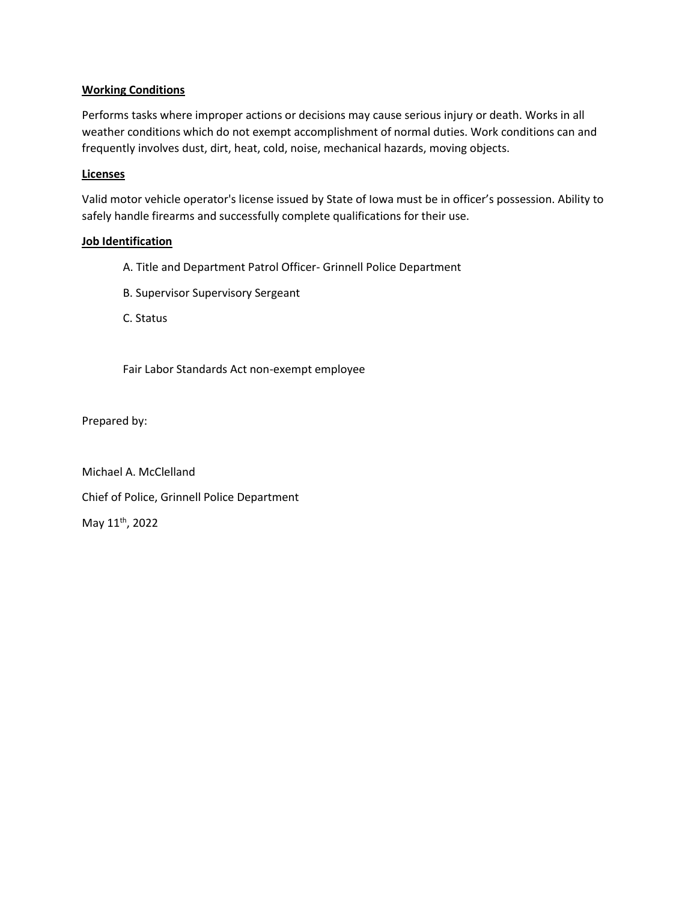**Working Conditions**

Performs tasks where improper actions or decisions may cause serious injury or death. Works in all weather conditions which do not exempt accomplishment of normal duties. Work conditions can and frequently involves dust, dirt, heat, cold, noise, mechanical hazards, moving objects.

**Licenses**

Valid motor vehicle operator's license issued by State of Iowa must be in officer's possession. Ability to safely handle firearms and successfully complete qualifications for their use.

**Job Identification**

A. Title and Department Patrol Officer- Grinnell Police Department

B. Supervisor Supervisory Sergeant

C. Status

Fair Labor Standards Act non-exempt employee

Prepared by:

Michael A. McClelland

Chief of Police, Grinnell Police Department

May 11th, 2022